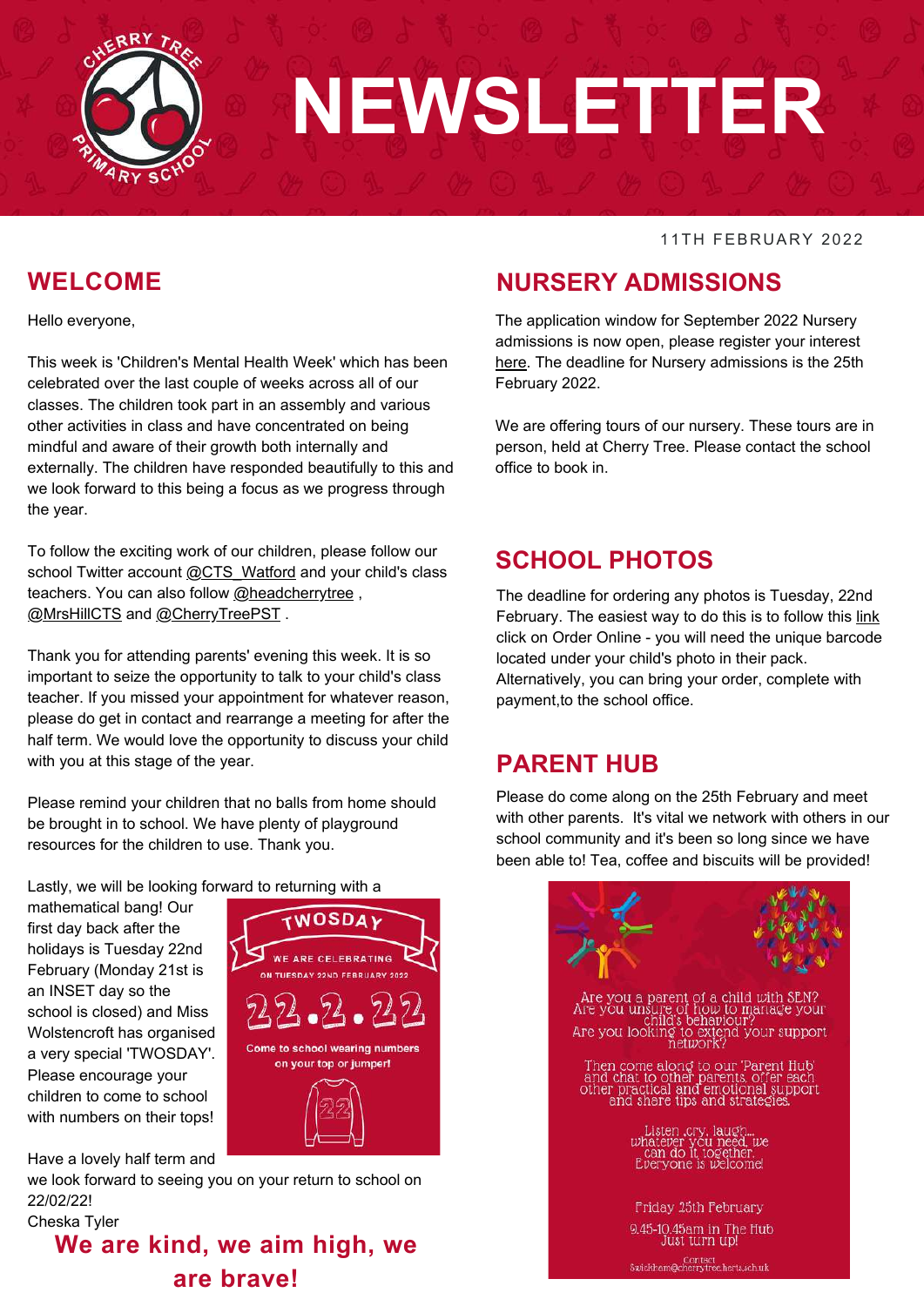# NEWSLETTER

Cherry Tree Primary School

11TH FEBRUARY 2022

## WELCOME

Hello everyone,

This week is 'Children's Mental Health Week' which has been celebrated over the last couple of weeks across all of our classes. The children took part in an assembly and various other activities in class and have concentrated on being mindful and aware of their growth both internally and externally. The children have responded beautifully to this and we look forward to this being a focus as we progress through the year.

To follow the exciting work of our children, please follow our school Twitter account @CTS_Watford and your child's class teachers. You can also follow @headcherrytree , @MrsHillCTS and @CherryTreePST .

Thank you for attending parents' evening this week. It is so important to seize the opportunity to talk to your child's class teacher. If you missed your appointment for whatever reason, please do get in contact and rearrange a meeting for after the half term. We would love the opportunity to discuss your child with you at this stage of the year.

Please remind your children that no balls from home should be brought in to school. We have plenty of playground resources for the children to use. Thank you.

Lastly, we will be looking forward to returning with a mathematical bang! Our first day back after the holidays is Tuesday 22nd February (Monday 21st is an INSET day so the school is closed) and Miss Wolstencroft has organised a very special 'TWOSDAY'. Please encourage your children to come to school with numbers on their tops!

TWOSDAY

WE ARE CELEBRATING ON TUESDAY 22ND FEBRUARY 2022

22.2.22

Come to school wearing numbers on your top or jumper!

Have a lovely half term and we look forward to seeing you on your return to school on 22/02/22!

Cheska Tyler

**We are kind, we aim high, we are brave!**

## NURSERY ADMISSIONS

The application window for September 2022 Nursery admissions is now open, please register your interest here. The deadline for Nursery admissions is the 25th February 2022.

We are offering tours of our nursery. These tours are in person, held at Cherry Tree. Please contact the school office to book in.

## SCHOOL PHOTOS

The deadline for ordering any photos is Tuesday, 22nd February. The easiest way to do this is to follow this link click on Order Online - you will need the unique barcode located under your child's photo in their pack. Alternatively, you can bring your order, complete with payment,to the school office.

## PARENT HUB

Please do come along on the 25th February and meet with other parents. It's vital we network with others in our school community and it's been so long since we have been able to! Tea, coffee and biscuits will be provided!

Are you a parent of a child with SEN?
Are you unsure of how to manage your child's behaviour?
Are you looking to extend your support network?

Then come along to our 'Parent Hub' and chat to other parents, offer each other practical and emotional support and share tips and strategies.

Listen, cry, laugh... whatever you need, we can do it together. Everyone is welcome!

Friday 25th February

9.45-10.45am in The Hub
Just turn up!

Contact
Swickham@cherrytree.herts.sch.uk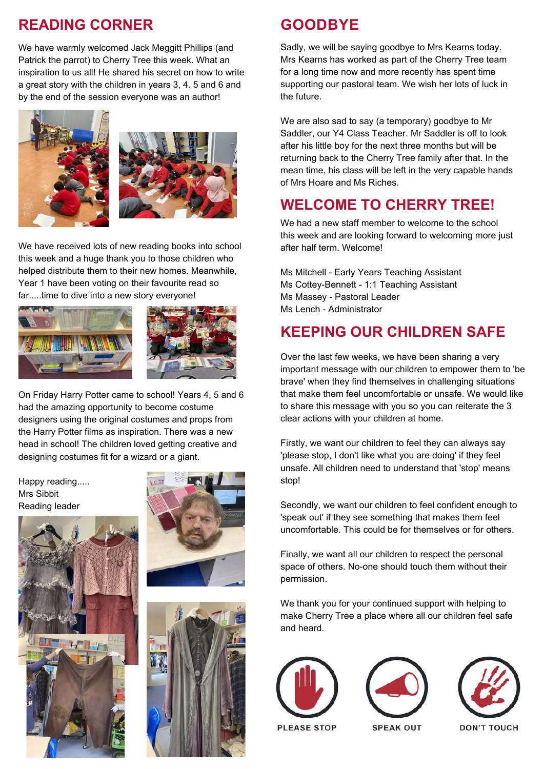## READING CORNER

We have warmly welcomed Jack Meggitt Phillips (and Patrick the parrot) to Cherry Tree this week. What an inspiration to us all! He shared his secret on how to write a great story with the children in years 3, 4. 5 and 6 and by the end of the session everyone was an author!

We have received lots of new reading books into school this week and a huge thank you to those children who helped distribute them to their new homes. Meanwhile, Year 1 have been voting on their favourite read so far.....time to dive into a new story everyone!

On Friday Harry Potter came to school! Years 4, 5 and 6 had the amazing opportunity to become costume designers using the original costumes and props from the Harry Potter films as inspiration. There was a new head in school! The children loved getting creative and designing costumes fit for a wizard or a giant.

Happy reading.....
Mrs Sibbit
Reading leader

## GOODBYE

Sadly, we will be saying goodbye to Mrs Kearns today. Mrs Kearns has worked as part of the Cherry Tree team for a long time now and more recently has spent time supporting our pastoral team. We wish her lots of luck in the future.

We are also sad to say (a temporary) goodbye to Mr Saddler, our Y4 Class Teacher. Mr Saddler is off to look after his little boy for the next three months but will be returning back to the Cherry Tree family after that. In the mean time, his class will be left in the very capable hands of Mrs Hoare and Ms Riches.

## WELCOME TO CHERRY TREE!

We had a new staff member to welcome to the school this week and are looking forward to welcoming more just after half term. Welcome!

Ms Mitchell - Early Years Teaching Assistant
Ms Cottey-Bennett - 1:1 Teaching Assistant
Ms Massey - Pastoral Leader
Ms Lench - Administrator

## KEEPING OUR CHILDREN SAFE

Over the last few weeks, we have been sharing a very important message with our children to empower them to 'be brave' when they find themselves in challenging situations that make them feel uncomfortable or unsafe. We would like to share this message with you so you can reiterate the 3 clear actions with your children at home.

Firstly, we want our children to feel they can always say 'please stop, I don't like what you are doing' if they feel unsafe. All children need to understand that 'stop' means stop!

Secondly, we want our children to feel confident enough to 'speak out' if they see something that makes them feel uncomfortable. This could be for themselves or for others.

Finally, we want all our children to respect the personal space of others. No-one should touch them without their permission.

We thank you for your continued support with helping to make Cherry Tree a place where all our children feel safe and heard.

PLEASE STOP | SPEAK OUT | DON'T TOUCH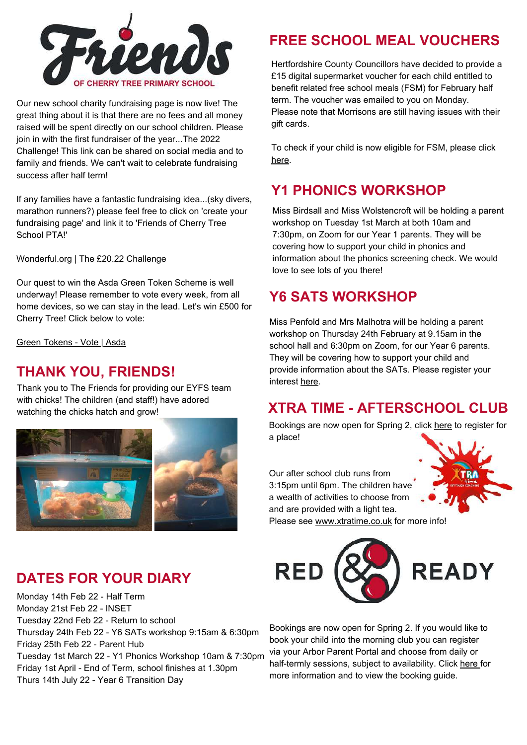# Friends

OF CHERRY TREE PRIMARY SCHOOL

Our new school charity fundraising page is now live! The great thing about it is that there are no fees and all money raised will be spent directly on our school children. Please join in with the first fundraiser of the year...The 2022 Challenge! This link can be shared on social media and to family and friends. We can't wait to celebrate fundraising success after half term!

If any families have a fantastic fundraising idea...(sky divers, marathon runners?) please feel free to click on 'create your fundraising page' and link it to 'Friends of Cherry Tree School PTA!'

Wonderful.org | The £20.22 Challenge

Our quest to win the Asda Green Token Scheme is well underway! Please remember to vote every week, from all home devices, so we can stay in the lead. Let's win £500 for Cherry Tree! Click below to vote:

Green Tokens - Vote | Asda

## THANK YOU, FRIENDS!

Thank you to The Friends for providing our EYFS team with chicks! The children (and staff!) have adored watching the chicks hatch and grow!

## DATES FOR YOUR DIARY

Monday 14th Feb 22 - Half Term
Monday 21st Feb 22 - INSET
Tuesday 22nd Feb 22 - Return to school
Thursday 24th Feb 22 - Y6 SATs workshop 9:15am & 6:30pm
Friday 25th Feb 22 - Parent Hub
Tuesday 1st March 22 - Y1 Phonics Workshop 10am & 7:30pm
Friday 1st April - End of Term, school finishes at 1.30pm
Thurs 14th July 22 - Year 6 Transition Day

## FREE SCHOOL MEAL VOUCHERS

Hertfordshire County Councillors have decided to provide a £15 digital supermarket voucher for each child entitled to benefit related free school meals (FSM) for February half term. The voucher was emailed to you on Monday.
Please note that Morrisons are still having issues with their gift cards.

To check if your child is now eligible for FSM, please click here.

## Y1 PHONICS WORKSHOP

Miss Birdsall and Miss Wolstencroft will be holding a parent workshop on Tuesday 1st March at both 10am and 7:30pm, on Zoom for our Year 1 parents. They will be covering how to support your child in phonics and information about the phonics screening check. We would love to see lots of you there!

## Y6 SATS WORKSHOP

Miss Penfold and Mrs Malhotra will be holding a parent workshop on Thursday 24th February at 9.15am in the school hall and 6:30pm on Zoom, for our Year 6 parents. They will be covering how to support your child and provide information about the SATs. Please register your interest here.

## XTRA TIME - AFTERSCHOOL CLUB

Bookings are now open for Spring 2, click here to register for a place!

Our after school club runs from 3:15pm until 6pm. The children have a wealth of activities to choose from and are provided with a light tea.
Please see www.xtratime.co.uk for more info!

## RED & READY

Bookings are now open for Spring 2. If you would like to book your child into the morning club you can register via your Arbor Parent Portal and choose from daily or half-termly sessions, subject to availability. Click here for more information and to view the booking guide.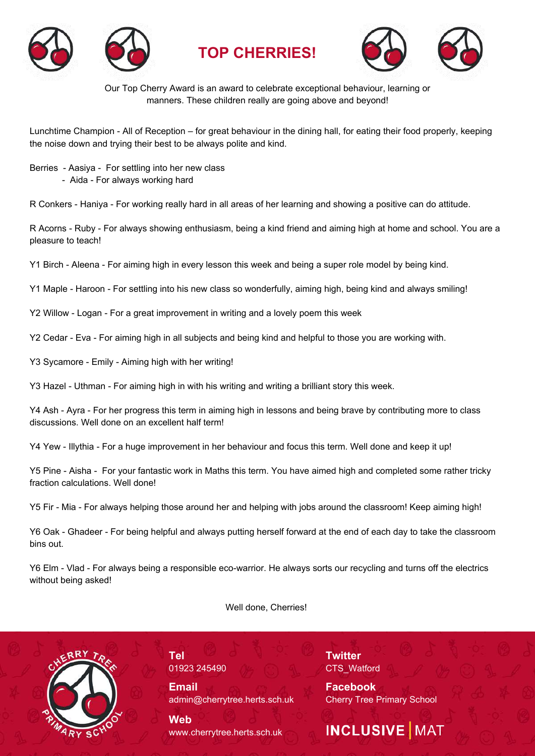# TOP CHERRIES!

Our Top Cherry Award is an award to celebrate exceptional behaviour, learning or manners. These children really are going above and beyond!

Lunchtime Champion - All of Reception – for great behaviour in the dining hall, for eating their food properly, keeping the noise down and trying their best to be always polite and kind.

Berries - Aasiya - For settling into her new class
- Aida - For always working hard

R Conkers - Haniya - For working really hard in all areas of her learning and showing a positive can do attitude.

R Acorns - Ruby - For always showing enthusiasm, being a kind friend and aiming high at home and school. You are a pleasure to teach!

Y1 Birch - Aleena - For aiming high in every lesson this week and being a super role model by being kind.

Y1 Maple - Haroon - For settling into his new class so wonderfully, aiming high, being kind and always smiling!

Y2 Willow - Logan - For a great improvement in writing and a lovely poem this week

Y2 Cedar - Eva - For aiming high in all subjects and being kind and helpful to those you are working with.

Y3 Sycamore - Emily - Aiming high with her writing!

Y3 Hazel - Uthman - For aiming high in with his writing and writing a brilliant story this week.

Y4 Ash - Ayra - For her progress this term in aiming high in lessons and being brave by contributing more to class discussions. Well done on an excellent half term!

Y4 Yew - Illythia - For a huge improvement in her behaviour and focus this term. Well done and keep it up!

Y5 Pine - Aisha - For your fantastic work in Maths this term. You have aimed high and completed some rather tricky fraction calculations. Well done!

Y5 Fir - Mia - For always helping those around her and helping with jobs around the classroom! Keep aiming high!

Y6 Oak - Ghadeer - For being helpful and always putting herself forward at the end of each day to take the classroom bins out.

Y6 Elm - Vlad - For always being a responsible eco-warrior. He always sorts our recycling and turns off the electrics without being asked!

Well done, Cherries!

**Tel**
01923 245490

**Email**
admin@cherrytree.herts.sch.uk

**Web**
www.cherrytree.herts.sch.uk

**Twitter**
CTS_Watford

**Facebook**
Cherry Tree Primary School

**INCLUSIVE** | MAT